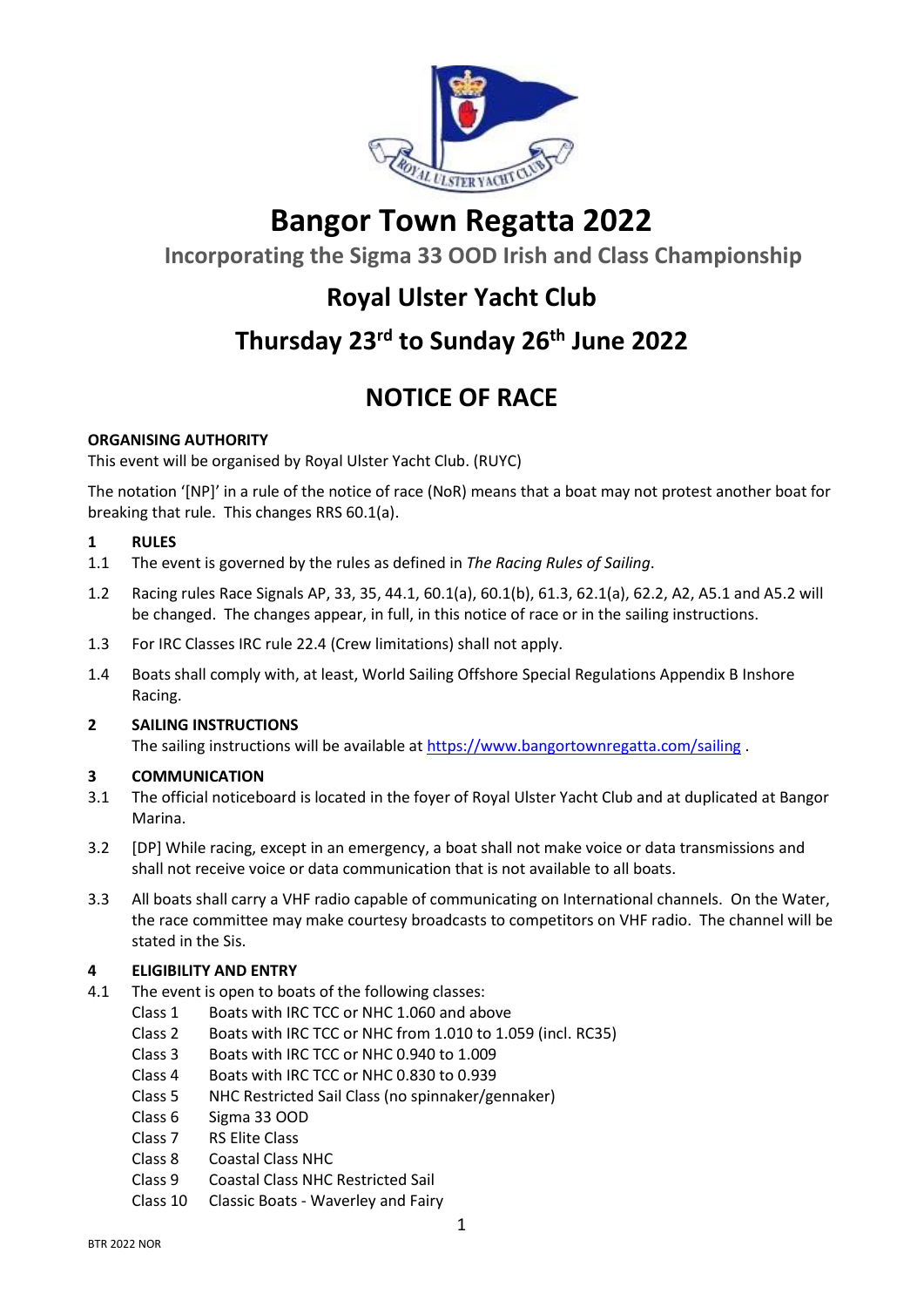# Bangor Town Regatta 2022

## Incorporating the Sigma 33 OOD Irish and Class Championship

## Royal Ulster Yacht Club

## Thursday 23rd to Sunday 26th June 2022

# NOTICE OF RACE

**ORGANISING AUTHORITY**

This event will be organised by Royal Ulster Yacht Club. (RUYC)

The notation '[NP]' in a rule of the notice of race (NoR) means that a boat may not protest another boat for breaking that rule. This changes RRS 60.1(a).

**1 RULES**

1.1 The event is governed by the rules as defined in *The Racing Rules of Sailing*.

1.2 Racing rules Race Signals AP, 33, 35, 44.1, 60.1(a), 60.1(b), 61.3, 62.1(a), 62.2, A2, A5.1 and A5.2 will be changed. The changes appear, in full, in this notice of race or in the sailing instructions.

1.3 For IRC Classes IRC rule 22.4 (Crew limitations) shall not apply.

1.4 Boats shall comply with, at least, World Sailing Offshore Special Regulations Appendix B Inshore Racing.

**2 SAILING INSTRUCTIONS**

The sailing instructions will be available at https://www.bangortownregatta.com/sailing .

**3 COMMUNICATION**

3.1 The official noticeboard is located in the foyer of Royal Ulster Yacht Club and at duplicated at Bangor Marina.

3.2 [DP] While racing, except in an emergency, a boat shall not make voice or data transmissions and shall not receive voice or data communication that is not available to all boats.

3.3 All boats shall carry a VHF radio capable of communicating on International channels. On the Water, the race committee may make courtesy broadcasts to competitors on VHF radio. The channel will be stated in the Sis.

**4 ELIGIBILITY AND ENTRY**

4.1 The event is open to boats of the following classes:

- Class 1 Boats with IRC TCC or NHC 1.060 and above
- Class 2 Boats with IRC TCC or NHC from 1.010 to 1.059 (incl. RC35)
- Class 3 Boats with IRC TCC or NHC 0.940 to 1.009
- Class 4 Boats with IRC TCC or NHC 0.830 to 0.939
- Class 5 NHC Restricted Sail Class (no spinnaker/gennaker)
- Class 6 Sigma 33 OOD
- Class 7 RS Elite Class
- Class 8 Coastal Class NHC
- Class 9 Coastal Class NHC Restricted Sail
- Class 10 Classic Boats - Waverley and Fairy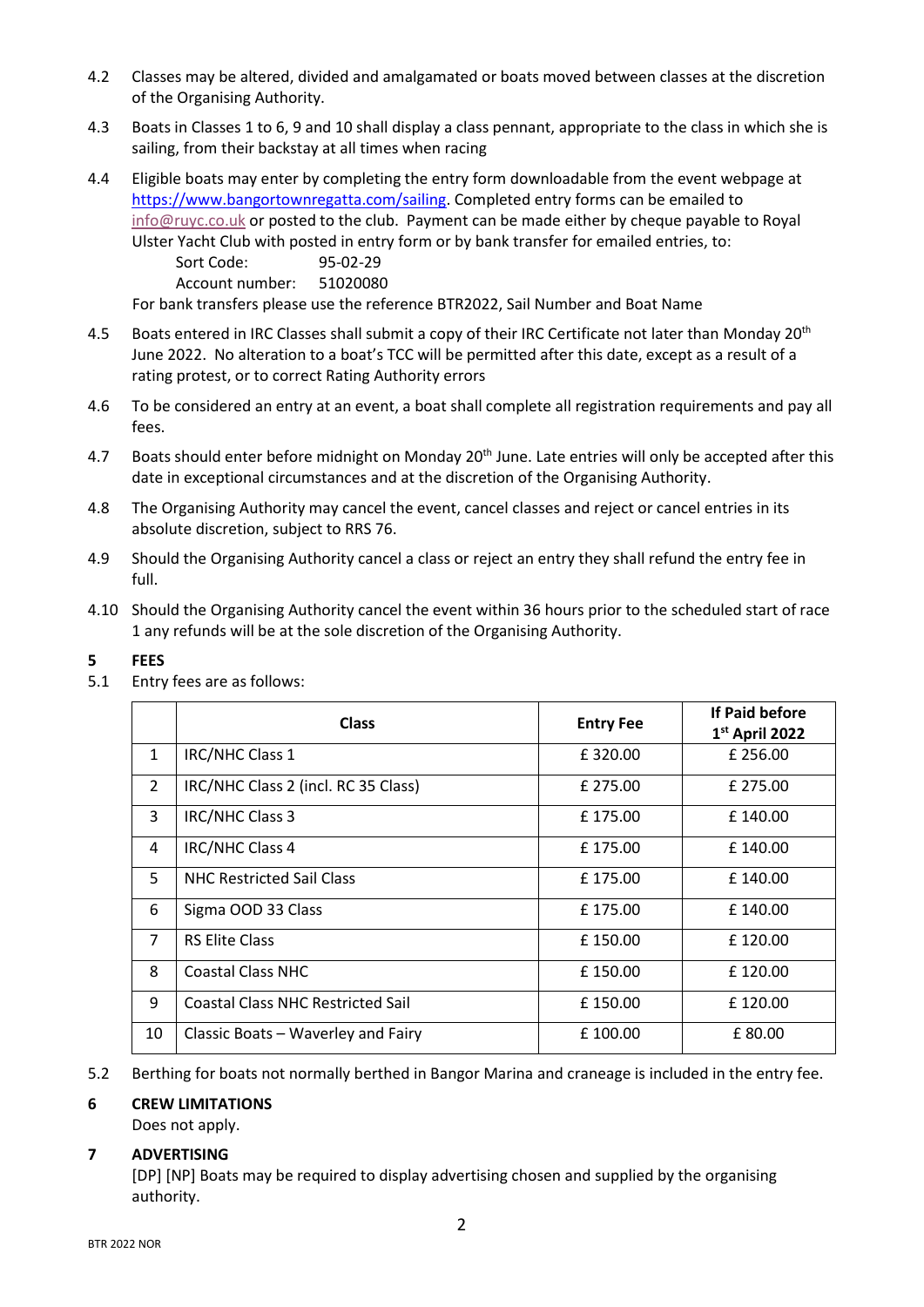4.2 Classes may be altered, divided and amalgamated or boats moved between classes at the discretion of the Organising Authority.

4.3 Boats in Classes 1 to 6, 9 and 10 shall display a class pennant, appropriate to the class in which she is sailing, from their backstay at all times when racing

4.4 Eligible boats may enter by completing the entry form downloadable from the event webpage at https://www.bangortownregatta.com/sailing. Completed entry forms can be emailed to info@ruyc.co.uk or posted to the club. Payment can be made either by cheque payable to Royal Ulster Yacht Club with posted in entry form or by bank transfer for emailed entries, to:

    Sort Code: 95-02-29
    Account number: 51020080

For bank transfers please use the reference BTR2022, Sail Number and Boat Name

4.5 Boats entered in IRC Classes shall submit a copy of their IRC Certificate not later than Monday 20th June 2022. No alteration to a boat's TCC will be permitted after this date, except as a result of a rating protest, or to correct Rating Authority errors

4.6 To be considered an entry at an event, a boat shall complete all registration requirements and pay all fees.

4.7 Boats should enter before midnight on Monday 20th June. Late entries will only be accepted after this date in exceptional circumstances and at the discretion of the Organising Authority.

4.8 The Organising Authority may cancel the event, cancel classes and reject or cancel entries in its absolute discretion, subject to RRS 76.

4.9 Should the Organising Authority cancel a class or reject an entry they shall refund the entry fee in full.

4.10 Should the Organising Authority cancel the event within 36 hours prior to the scheduled start of race 1 any refunds will be at the sole discretion of the Organising Authority.

## 5 FEES

5.1 Entry fees are as follows:

| | Class | Entry Fee | If Paid before 1st April 2022 |
|---|---|---|---|
| 1 | IRC/NHC Class 1 | £ 320.00 | £ 256.00 |
| 2 | IRC/NHC Class 2 (incl. RC 35 Class) | £ 275.00 | £ 275.00 |
| 3 | IRC/NHC Class 3 | £ 175.00 | £ 140.00 |
| 4 | IRC/NHC Class 4 | £ 175.00 | £ 140.00 |
| 5 | NHC Restricted Sail Class | £ 175.00 | £ 140.00 |
| 6 | Sigma OOD 33 Class | £ 175.00 | £ 140.00 |
| 7 | RS Elite Class | £ 150.00 | £ 120.00 |
| 8 | Coastal Class NHC | £ 150.00 | £ 120.00 |
| 9 | Coastal Class NHC Restricted Sail | £ 150.00 | £ 120.00 |
| 10 | Classic Boats – Waverley and Fairy | £ 100.00 | £ 80.00 |

5.2 Berthing for boats not normally berthed in Bangor Marina and craneage is included in the entry fee.

## 6 CREW LIMITATIONS

Does not apply.

## 7 ADVERTISING

[DP] [NP] Boats may be required to display advertising chosen and supplied by the organising authority.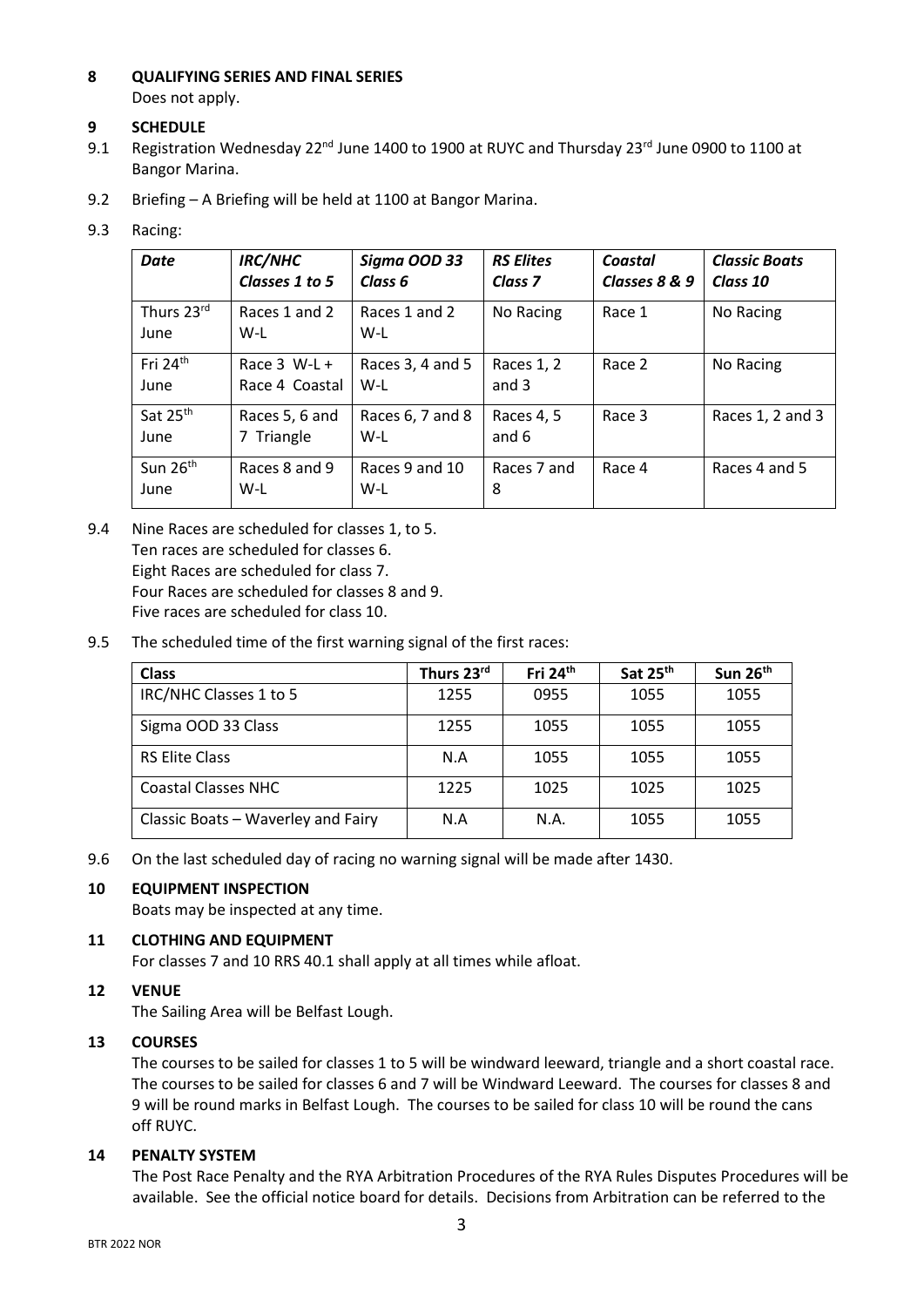## 8 QUALIFYING SERIES AND FINAL SERIES

Does not apply.

## 9 SCHEDULE

9.1 Registration Wednesday 22nd June 1400 to 1900 at RUYC and Thursday 23rd June 0900 to 1100 at Bangor Marina.

9.2 Briefing – A Briefing will be held at 1100 at Bangor Marina.

9.3 Racing:

| *Date* | *IRC/NHC Classes 1 to 5* | *Sigma OOD 33 Class 6* | *RS Elites Class 7* | *Coastal Classes 8 & 9* | *Classic Boats Class 10* |
|---|---|---|---|---|---|
| Thurs 23rd June | Races 1 and 2 W-L | Races 1 and 2 W-L | No Racing | Race 1 | No Racing |
| Fri 24th June | Race 3 W-L + Race 4 Coastal | Races 3, 4 and 5 W-L | Races 1, 2 and 3 | Race 2 | No Racing |
| Sat 25th June | Races 5, 6 and 7 Triangle | Races 6, 7 and 8 W-L | Races 4, 5 and 6 | Race 3 | Races 1, 2 and 3 |
| Sun 26th June | Races 8 and 9 W-L | Races 9 and 10 W-L | Races 7 and 8 | Race 4 | Races 4 and 5 |

9.4 Nine Races are scheduled for classes 1, to 5.
Ten races are scheduled for classes 6.
Eight Races are scheduled for class 7.
Four Races are scheduled for classes 8 and 9.
Five races are scheduled for class 10.

9.5 The scheduled time of the first warning signal of the first races:

| **Class** | **Thurs 23rd** | **Fri 24th** | **Sat 25th** | **Sun 26th** |
|---|---|---|---|---|
| IRC/NHC Classes 1 to 5 | 1255 | 0955 | 1055 | 1055 |
| Sigma OOD 33 Class | 1255 | 1055 | 1055 | 1055 |
| RS Elite Class | N.A | 1055 | 1055 | 1055 |
| Coastal Classes NHC | 1225 | 1025 | 1025 | 1025 |
| Classic Boats – Waverley and Fairy | N.A | N.A. | 1055 | 1055 |

9.6 On the last scheduled day of racing no warning signal will be made after 1430.

## 10 EQUIPMENT INSPECTION

Boats may be inspected at any time.

## 11 CLOTHING AND EQUIPMENT

For classes 7 and 10 RRS 40.1 shall apply at all times while afloat.

## 12 VENUE

The Sailing Area will be Belfast Lough.

## 13 COURSES

The courses to be sailed for classes 1 to 5 will be windward leeward, triangle and a short coastal race. The courses to be sailed for classes 6 and 7 will be Windward Leeward. The courses for classes 8 and 9 will be round marks in Belfast Lough. The courses to be sailed for class 10 will be round the cans off RUYC.

## 14 PENALTY SYSTEM

The Post Race Penalty and the RYA Arbitration Procedures of the RYA Rules Disputes Procedures will be available. See the official notice board for details. Decisions from Arbitration can be referred to the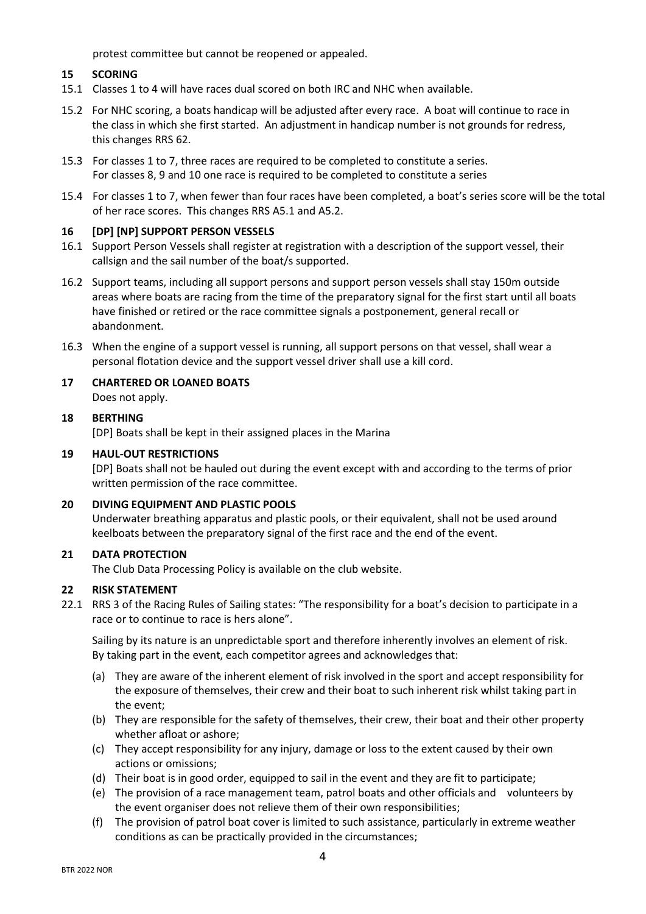protest committee but cannot be reopened or appealed.

## 15 SCORING

15.1 Classes 1 to 4 will have races dual scored on both IRC and NHC when available.

15.2 For NHC scoring, a boats handicap will be adjusted after every race. A boat will continue to race in the class in which she first started. An adjustment in handicap number is not grounds for redress, this changes RRS 62.

15.3 For classes 1 to 7, three races are required to be completed to constitute a series. For classes 8, 9 and 10 one race is required to be completed to constitute a series

15.4 For classes 1 to 7, when fewer than four races have been completed, a boat's series score will be the total of her race scores. This changes RRS A5.1 and A5.2.

## 16 [DP] [NP] SUPPORT PERSON VESSELS

16.1 Support Person Vessels shall register at registration with a description of the support vessel, their callsign and the sail number of the boat/s supported.

16.2 Support teams, including all support persons and support person vessels shall stay 150m outside areas where boats are racing from the time of the preparatory signal for the first start until all boats have finished or retired or the race committee signals a postponement, general recall or abandonment.

16.3 When the engine of a support vessel is running, all support persons on that vessel, shall wear a personal flotation device and the support vessel driver shall use a kill cord.

## 17 CHARTERED OR LOANED BOATS

Does not apply.

## 18 BERTHING

[DP] Boats shall be kept in their assigned places in the Marina

## 19 HAUL-OUT RESTRICTIONS

[DP] Boats shall not be hauled out during the event except with and according to the terms of prior written permission of the race committee.

## 20 DIVING EQUIPMENT AND PLASTIC POOLS

Underwater breathing apparatus and plastic pools, or their equivalent, shall not be used around keelboats between the preparatory signal of the first race and the end of the event.

## 21 DATA PROTECTION

The Club Data Processing Policy is available on the club website.

## 22 RISK STATEMENT

22.1 RRS 3 of the Racing Rules of Sailing states: "The responsibility for a boat's decision to participate in a race or to continue to race is hers alone".

Sailing by its nature is an unpredictable sport and therefore inherently involves an element of risk. By taking part in the event, each competitor agrees and acknowledges that:

(a) They are aware of the inherent element of risk involved in the sport and accept responsibility for the exposure of themselves, their crew and their boat to such inherent risk whilst taking part in the event;

(b) They are responsible for the safety of themselves, their crew, their boat and their other property whether afloat or ashore;

(c) They accept responsibility for any injury, damage or loss to the extent caused by their own actions or omissions;

(d) Their boat is in good order, equipped to sail in the event and they are fit to participate;

(e) The provision of a race management team, patrol boats and other officials and volunteers by the event organiser does not relieve them of their own responsibilities;

(f) The provision of patrol boat cover is limited to such assistance, particularly in extreme weather conditions as can be practically provided in the circumstances;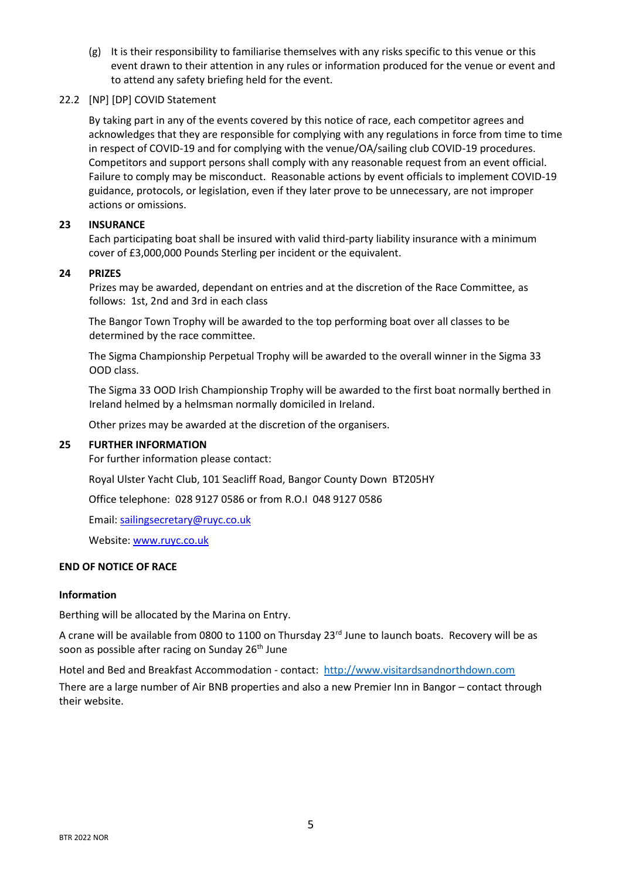(g) It is their responsibility to familiarise themselves with any risks specific to this venue or this event drawn to their attention in any rules or information produced for the venue or event and to attend any safety briefing held for the event.

22.2 [NP] [DP] COVID Statement

By taking part in any of the events covered by this notice of race, each competitor agrees and acknowledges that they are responsible for complying with any regulations in force from time to time in respect of COVID-19 and for complying with the venue/OA/sailing club COVID-19 procedures. Competitors and support persons shall comply with any reasonable request from an event official. Failure to comply may be misconduct. Reasonable actions by event officials to implement COVID-19 guidance, protocols, or legislation, even if they later prove to be unnecessary, are not improper actions or omissions.

## 23 INSURANCE

Each participating boat shall be insured with valid third-party liability insurance with a minimum cover of £3,000,000 Pounds Sterling per incident or the equivalent.

## 24 PRIZES

Prizes may be awarded, dependant on entries and at the discretion of the Race Committee, as follows: 1st, 2nd and 3rd in each class

The Bangor Town Trophy will be awarded to the top performing boat over all classes to be determined by the race committee.

The Sigma Championship Perpetual Trophy will be awarded to the overall winner in the Sigma 33 OOD class.

The Sigma 33 OOD Irish Championship Trophy will be awarded to the first boat normally berthed in Ireland helmed by a helmsman normally domiciled in Ireland.

Other prizes may be awarded at the discretion of the organisers.

## 25 FURTHER INFORMATION

For further information please contact:

Royal Ulster Yacht Club, 101 Seacliff Road, Bangor County Down BT205HY

Office telephone: 028 9127 0586 or from R.O.I 048 9127 0586

Email: sailingsecretary@ruyc.co.uk

Website: www.ruyc.co.uk

**END OF NOTICE OF RACE**

**Information**

Berthing will be allocated by the Marina on Entry.

A crane will be available from 0800 to 1100 on Thursday 23rd June to launch boats. Recovery will be as soon as possible after racing on Sunday 26th June

Hotel and Bed and Breakfast Accommodation - contact: http://www.visitardsandnorthdown.com

There are a large number of Air BNB properties and also a new Premier Inn in Bangor – contact through their website.